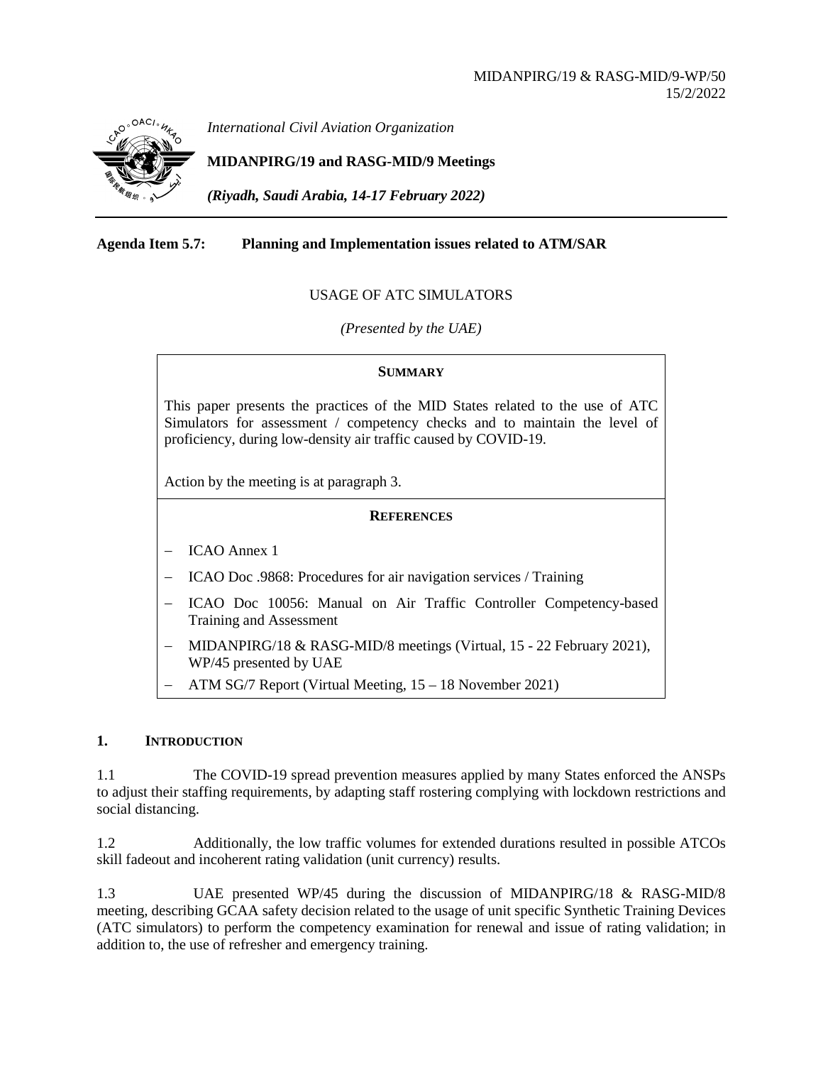MIDANPIRG/19 & RASG-MID/9-WP/50
15/2/2022

*International Civil Aviation Organization*

**MIDANPIRG/19 and RASG-MID/9 Meetings**

***(Riyadh, Saudi Arabia, 14-17 February 2022)***

---

**Agenda Item 5.7: Planning and Implementation issues related to ATM/SAR**

USAGE OF ATC SIMULATORS

*(Presented by the UAE)*

**SUMMARY**

This paper presents the practices of the MID States related to the use of ATC Simulators for assessment / competency checks and to maintain the level of proficiency, during low-density air traffic caused by COVID-19.

Action by the meeting is at paragraph 3.

**REFERENCES**

- ICAO Annex 1
- ICAO Doc .9868: Procedures for air navigation services / Training
- ICAO Doc 10056: Manual on Air Traffic Controller Competency-based Training and Assessment
- MIDANPIRG/18 & RASG-MID/8 meetings (Virtual, 15 - 22 February 2021), WP/45 presented by UAE
- ATM SG/7 Report (Virtual Meeting, 15 – 18 November 2021)

## 1. INTRODUCTION

1.1 The COVID-19 spread prevention measures applied by many States enforced the ANSPs to adjust their staffing requirements, by adapting staff rostering complying with lockdown restrictions and social distancing.

1.2 Additionally, the low traffic volumes for extended durations resulted in possible ATCOs skill fadeout and incoherent rating validation (unit currency) results.

1.3 UAE presented WP/45 during the discussion of MIDANPIRG/18 & RASG-MID/8 meeting, describing GCAA safety decision related to the usage of unit specific Synthetic Training Devices (ATC simulators) to perform the competency examination for renewal and issue of rating validation; in addition to, the use of refresher and emergency training.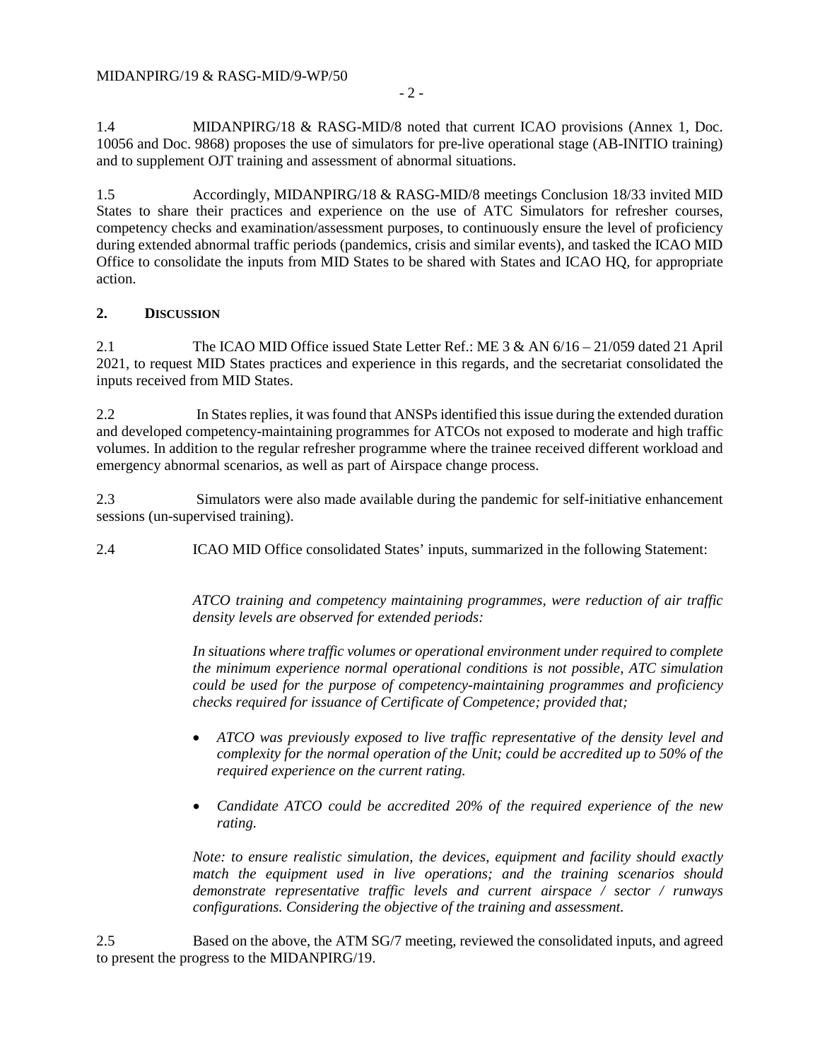1.4 MIDANPIRG/18 & RASG-MID/8 noted that current ICAO provisions (Annex 1, Doc. 10056 and Doc. 9868) proposes the use of simulators for pre-live operational stage (AB-INITIO training) and to supplement OJT training and assessment of abnormal situations.

1.5 Accordingly, MIDANPIRG/18 & RASG-MID/8 meetings Conclusion 18/33 invited MID States to share their practices and experience on the use of ATC Simulators for refresher courses, competency checks and examination/assessment purposes, to continuously ensure the level of proficiency during extended abnormal traffic periods (pandemics, crisis and similar events), and tasked the ICAO MID Office to consolidate the inputs from MID States to be shared with States and ICAO HQ, for appropriate action.

## 2. DISCUSSION

2.1 The ICAO MID Office issued State Letter Ref.: ME 3 & AN 6/16 – 21/059 dated 21 April 2021, to request MID States practices and experience in this regards, and the secretariat consolidated the inputs received from MID States.

2.2 In States replies, it was found that ANSPs identified this issue during the extended duration and developed competency-maintaining programmes for ATCOs not exposed to moderate and high traffic volumes. In addition to the regular refresher programme where the trainee received different workload and emergency abnormal scenarios, as well as part of Airspace change process.

2.3 Simulators were also made available during the pandemic for self-initiative enhancement sessions (un-supervised training).

2.4 ICAO MID Office consolidated States' inputs, summarized in the following Statement:

> *ATCO training and competency maintaining programmes, were reduction of air traffic density levels are observed for extended periods:*
>
> *In situations where traffic volumes or operational environment under required to complete the minimum experience normal operational conditions is not possible, ATC simulation could be used for the purpose of competency-maintaining programmes and proficiency checks required for issuance of Certificate of Competence; provided that;*
>
> - *ATCO was previously exposed to live traffic representative of the density level and complexity for the normal operation of the Unit; could be accredited up to 50% of the required experience on the current rating.*
>
> - *Candidate ATCO could be accredited 20% of the required experience of the new rating.*
>
> *Note: to ensure realistic simulation, the devices, equipment and facility should exactly match the equipment used in live operations; and the training scenarios should demonstrate representative traffic levels and current airspace / sector / runways configurations. Considering the objective of the training and assessment.*

2.5 Based on the above, the ATM SG/7 meeting, reviewed the consolidated inputs, and agreed to present the progress to the MIDANPIRG/19.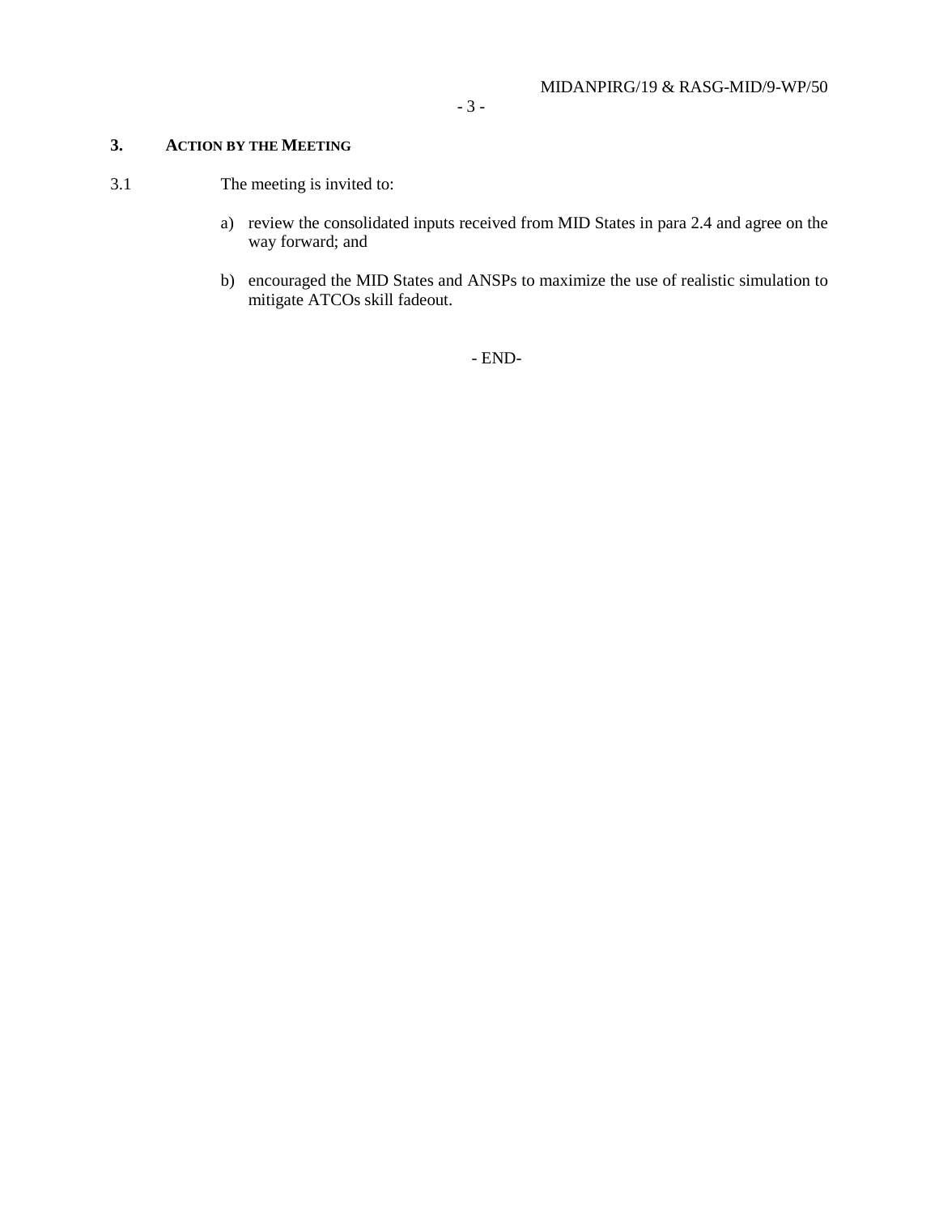## 3. ACTION BY THE MEETING

3.1 The meeting is invited to:

a) review the consolidated inputs received from MID States in para 2.4 and agree on the way forward; and

b) encouraged the MID States and ANSPs to maximize the use of realistic simulation to mitigate ATCOs skill fadeout.

- END-